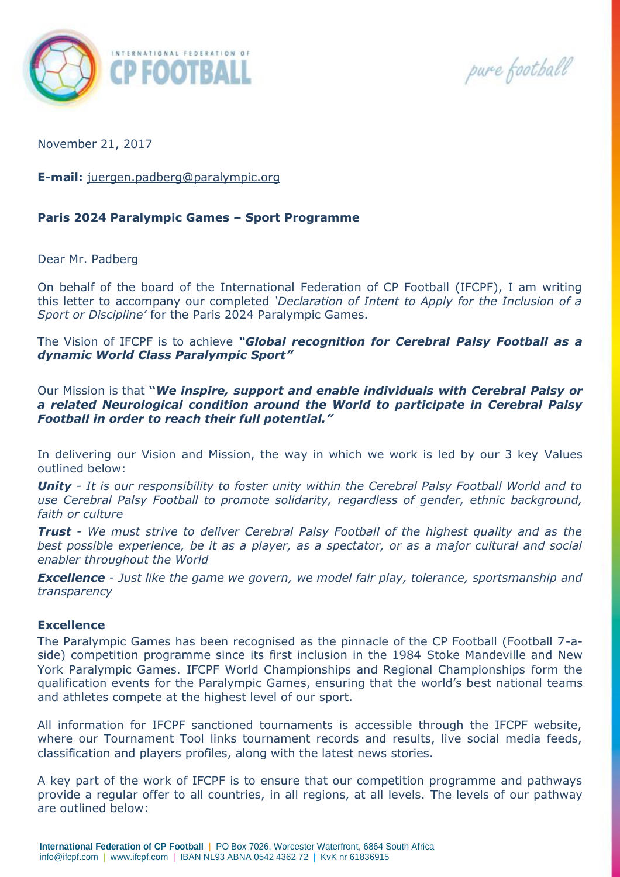November 21, 2017

**E-mail:** juergen.padberg@paralympic.org

**Paris 2024 Paralympic Games – Sport Programme**

Dear Mr. Padberg

On behalf of the board of the International Federation of CP Football (IFCPF), I am writing this letter to accompany our completed *'Declaration of Intent to Apply for the Inclusion of a Sport or Discipline'* for the Paris 2024 Paralympic Games.

The Vision of IFCPF is to achieve ***"Global recognition for Cerebral Palsy Football as a dynamic World Class Paralympic Sport"***

Our Mission is that **"*We inspire, support and enable individuals with Cerebral Palsy or a related Neurological condition around the World to participate in Cerebral Palsy Football in order to reach their full potential."***

In delivering our Vision and Mission, the way in which we work is led by our 3 key Values outlined below:

***Unity*** *- It is our responsibility to foster unity within the Cerebral Palsy Football World and to use Cerebral Palsy Football to promote solidarity, regardless of gender, ethnic background, faith or culture*

***Trust*** *- We must strive to deliver Cerebral Palsy Football of the highest quality and as the best possible experience, be it as a player, as a spectator, or as a major cultural and social enabler throughout the World*

***Excellence*** *- Just like the game we govern, we model fair play, tolerance, sportsmanship and transparency*

**Excellence**

The Paralympic Games has been recognised as the pinnacle of the CP Football (Football 7-a-side) competition programme since its first inclusion in the 1984 Stoke Mandeville and New York Paralympic Games. IFCPF World Championships and Regional Championships form the qualification events for the Paralympic Games, ensuring that the world's best national teams and athletes compete at the highest level of our sport.

All information for IFCPF sanctioned tournaments is accessible through the IFCPF website, where our Tournament Tool links tournament records and results, live social media feeds, classification and players profiles, along with the latest news stories.

A key part of the work of IFCPF is to ensure that our competition programme and pathways provide a regular offer to all countries, in all regions, at all levels. The levels of our pathway are outlined below: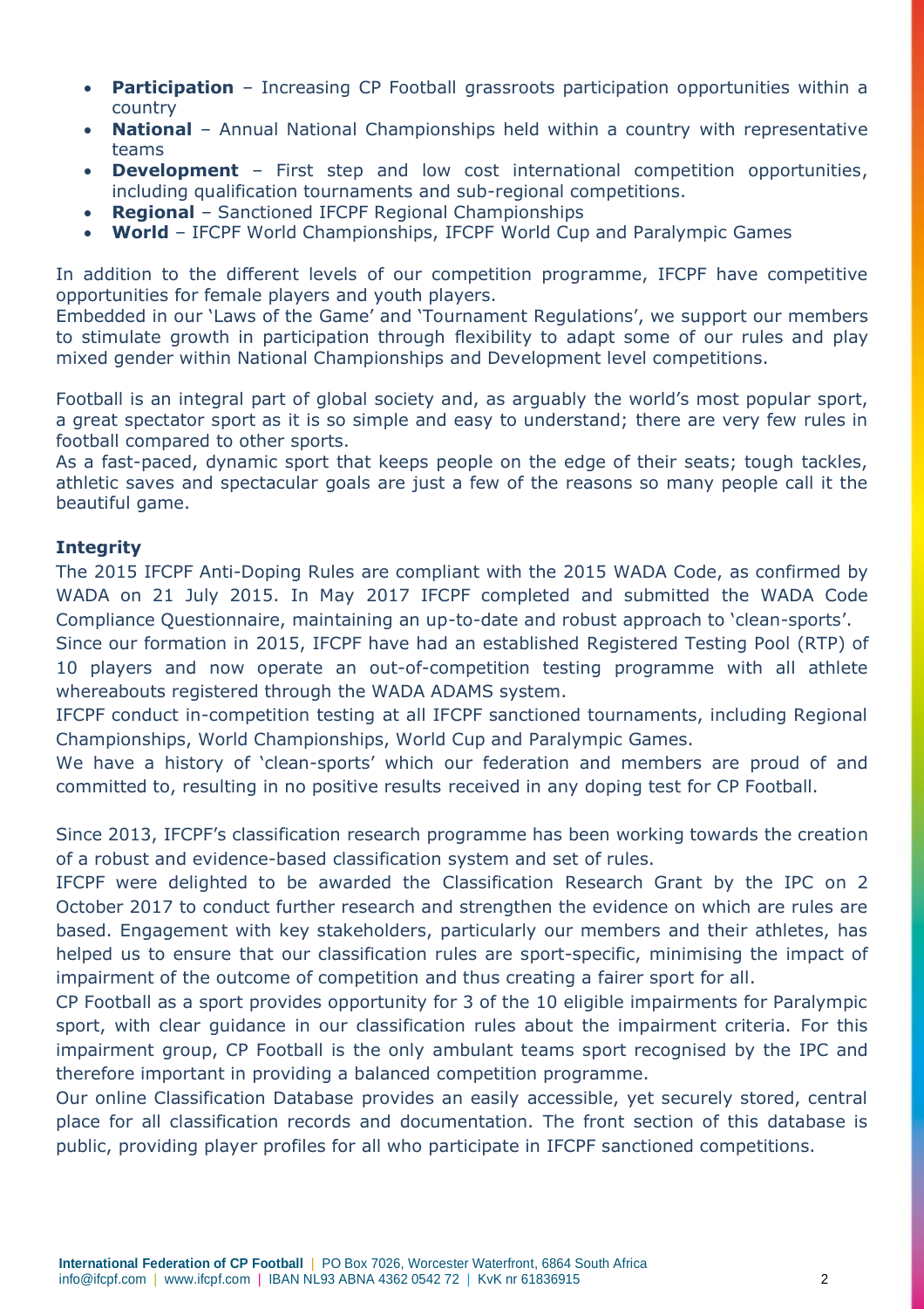- **Participation** – Increasing CP Football grassroots participation opportunities within a country
- **National** – Annual National Championships held within a country with representative teams
- **Development** – First step and low cost international competition opportunities, including qualification tournaments and sub-regional competitions.
- **Regional** – Sanctioned IFCPF Regional Championships
- **World** – IFCPF World Championships, IFCPF World Cup and Paralympic Games

In addition to the different levels of our competition programme, IFCPF have competitive opportunities for female players and youth players.
Embedded in our 'Laws of the Game' and 'Tournament Regulations', we support our members to stimulate growth in participation through flexibility to adapt some of our rules and play mixed gender within National Championships and Development level competitions.

Football is an integral part of global society and, as arguably the world's most popular sport, a great spectator sport as it is so simple and easy to understand; there are very few rules in football compared to other sports.
As a fast-paced, dynamic sport that keeps people on the edge of their seats; tough tackles, athletic saves and spectacular goals are just a few of the reasons so many people call it the beautiful game.

**Integrity**

The 2015 IFCPF Anti-Doping Rules are compliant with the 2015 WADA Code, as confirmed by WADA on 21 July 2015. In May 2017 IFCPF completed and submitted the WADA Code Compliance Questionnaire, maintaining an up-to-date and robust approach to 'clean-sports'.
Since our formation in 2015, IFCPF have had an established Registered Testing Pool (RTP) of 10 players and now operate an out-of-competition testing programme with all athlete whereabouts registered through the WADA ADAMS system.
IFCPF conduct in-competition testing at all IFCPF sanctioned tournaments, including Regional Championships, World Championships, World Cup and Paralympic Games.
We have a history of 'clean-sports' which our federation and members are proud of and committed to, resulting in no positive results received in any doping test for CP Football.

Since 2013, IFCPF's classification research programme has been working towards the creation of a robust and evidence-based classification system and set of rules.
IFCPF were delighted to be awarded the Classification Research Grant by the IPC on 2 October 2017 to conduct further research and strengthen the evidence on which are rules are based. Engagement with key stakeholders, particularly our members and their athletes, has helped us to ensure that our classification rules are sport-specific, minimising the impact of impairment of the outcome of competition and thus creating a fairer sport for all.
CP Football as a sport provides opportunity for 3 of the 10 eligible impairments for Paralympic sport, with clear guidance in our classification rules about the impairment criteria. For this impairment group, CP Football is the only ambulant teams sport recognised by the IPC and therefore important in providing a balanced competition programme.
Our online Classification Database provides an easily accessible, yet securely stored, central place for all classification records and documentation. The front section of this database is public, providing player profiles for all who participate in IFCPF sanctioned competitions.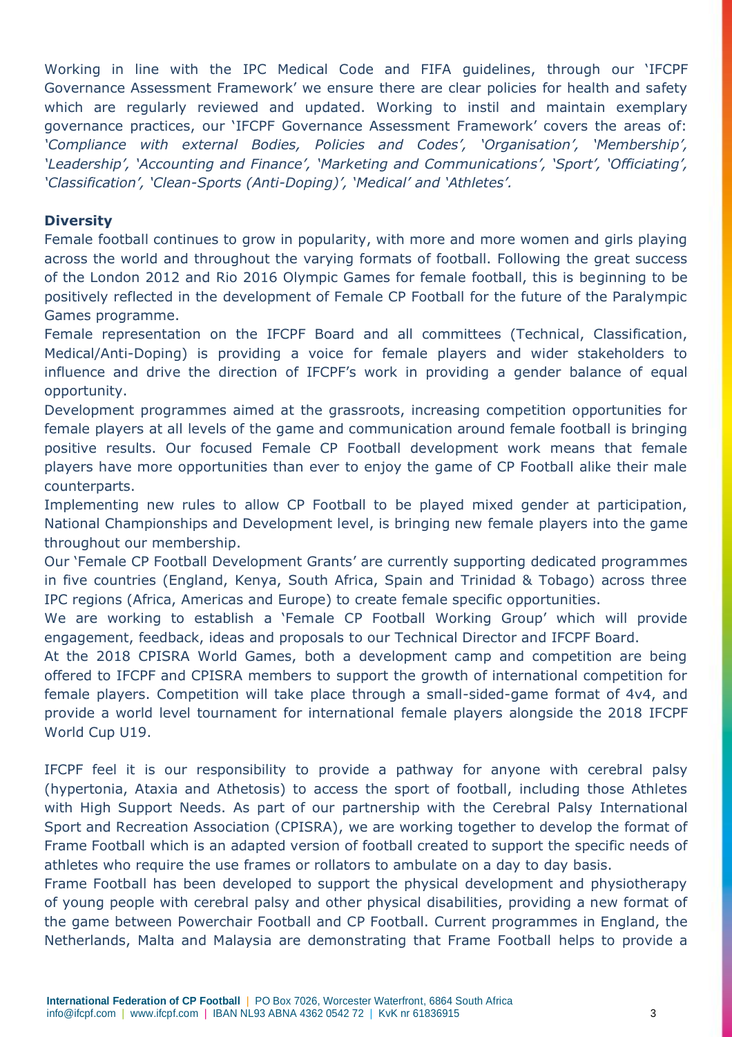Working in line with the IPC Medical Code and FIFA guidelines, through our 'IFCPF Governance Assessment Framework' we ensure there are clear policies for health and safety which are regularly reviewed and updated. Working to instil and maintain exemplary governance practices, our 'IFCPF Governance Assessment Framework' covers the areas of: *'Compliance with external Bodies, Policies and Codes', 'Organisation', 'Membership', 'Leadership', 'Accounting and Finance', 'Marketing and Communications', 'Sport', 'Officiating', 'Classification', 'Clean-Sports (Anti-Doping)', 'Medical' and 'Athletes'.*

**Diversity**

Female football continues to grow in popularity, with more and more women and girls playing across the world and throughout the varying formats of football. Following the great success of the London 2012 and Rio 2016 Olympic Games for female football, this is beginning to be positively reflected in the development of Female CP Football for the future of the Paralympic Games programme.

Female representation on the IFCPF Board and all committees (Technical, Classification, Medical/Anti-Doping) is providing a voice for female players and wider stakeholders to influence and drive the direction of IFCPF's work in providing a gender balance of equal opportunity.

Development programmes aimed at the grassroots, increasing competition opportunities for female players at all levels of the game and communication around female football is bringing positive results. Our focused Female CP Football development work means that female players have more opportunities than ever to enjoy the game of CP Football alike their male counterparts.

Implementing new rules to allow CP Football to be played mixed gender at participation, National Championships and Development level, is bringing new female players into the game throughout our membership.

Our 'Female CP Football Development Grants' are currently supporting dedicated programmes in five countries (England, Kenya, South Africa, Spain and Trinidad & Tobago) across three IPC regions (Africa, Americas and Europe) to create female specific opportunities.

We are working to establish a 'Female CP Football Working Group' which will provide engagement, feedback, ideas and proposals to our Technical Director and IFCPF Board.

At the 2018 CPISRA World Games, both a development camp and competition are being offered to IFCPF and CPISRA members to support the growth of international competition for female players. Competition will take place through a small-sided-game format of 4v4, and provide a world level tournament for international female players alongside the 2018 IFCPF World Cup U19.

IFCPF feel it is our responsibility to provide a pathway for anyone with cerebral palsy (hypertonia, Ataxia and Athetosis) to access the sport of football, including those Athletes with High Support Needs. As part of our partnership with the Cerebral Palsy International Sport and Recreation Association (CPISRA), we are working together to develop the format of Frame Football which is an adapted version of football created to support the specific needs of athletes who require the use frames or rollators to ambulate on a day to day basis.

Frame Football has been developed to support the physical development and physiotherapy of young people with cerebral palsy and other physical disabilities, providing a new format of the game between Powerchair Football and CP Football. Current programmes in England, the Netherlands, Malta and Malaysia are demonstrating that Frame Football helps to provide a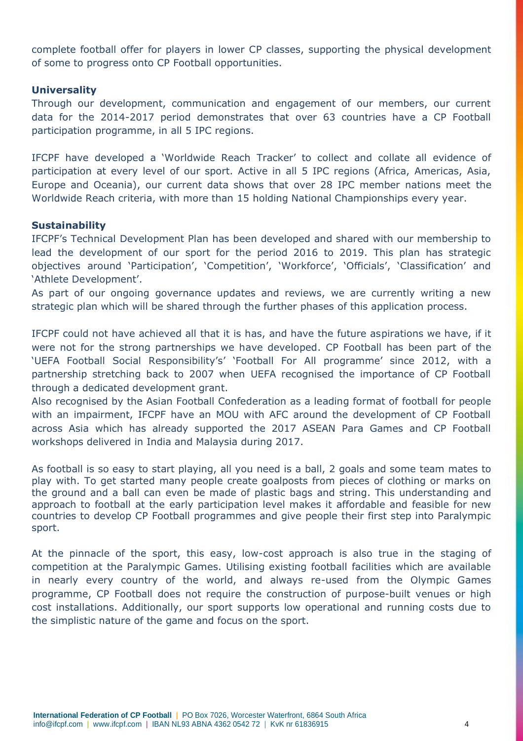complete football offer for players in lower CP classes, supporting the physical development of some to progress onto CP Football opportunities.

**Universality**

Through our development, communication and engagement of our members, our current data for the 2014-2017 period demonstrates that over 63 countries have a CP Football participation programme, in all 5 IPC regions.

IFCPF have developed a 'Worldwide Reach Tracker' to collect and collate all evidence of participation at every level of our sport. Active in all 5 IPC regions (Africa, Americas, Asia, Europe and Oceania), our current data shows that over 28 IPC member nations meet the Worldwide Reach criteria, with more than 15 holding National Championships every year.

**Sustainability**

IFCPF's Technical Development Plan has been developed and shared with our membership to lead the development of our sport for the period 2016 to 2019. This plan has strategic objectives around 'Participation', 'Competition', 'Workforce', 'Officials', 'Classification' and 'Athlete Development'.

As part of our ongoing governance updates and reviews, we are currently writing a new strategic plan which will be shared through the further phases of this application process.

IFCPF could not have achieved all that it is has, and have the future aspirations we have, if it were not for the strong partnerships we have developed. CP Football has been part of the 'UEFA Football Social Responsibility's' 'Football For All programme' since 2012, with a partnership stretching back to 2007 when UEFA recognised the importance of CP Football through a dedicated development grant.

Also recognised by the Asian Football Confederation as a leading format of football for people with an impairment, IFCPF have an MOU with AFC around the development of CP Football across Asia which has already supported the 2017 ASEAN Para Games and CP Football workshops delivered in India and Malaysia during 2017.

As football is so easy to start playing, all you need is a ball, 2 goals and some team mates to play with. To get started many people create goalposts from pieces of clothing or marks on the ground and a ball can even be made of plastic bags and string. This understanding and approach to football at the early participation level makes it affordable and feasible for new countries to develop CP Football programmes and give people their first step into Paralympic sport.

At the pinnacle of the sport, this easy, low-cost approach is also true in the staging of competition at the Paralympic Games. Utilising existing football facilities which are available in nearly every country of the world, and always re-used from the Olympic Games programme, CP Football does not require the construction of purpose-built venues or high cost installations. Additionally, our sport supports low operational and running costs due to the simplistic nature of the game and focus on the sport.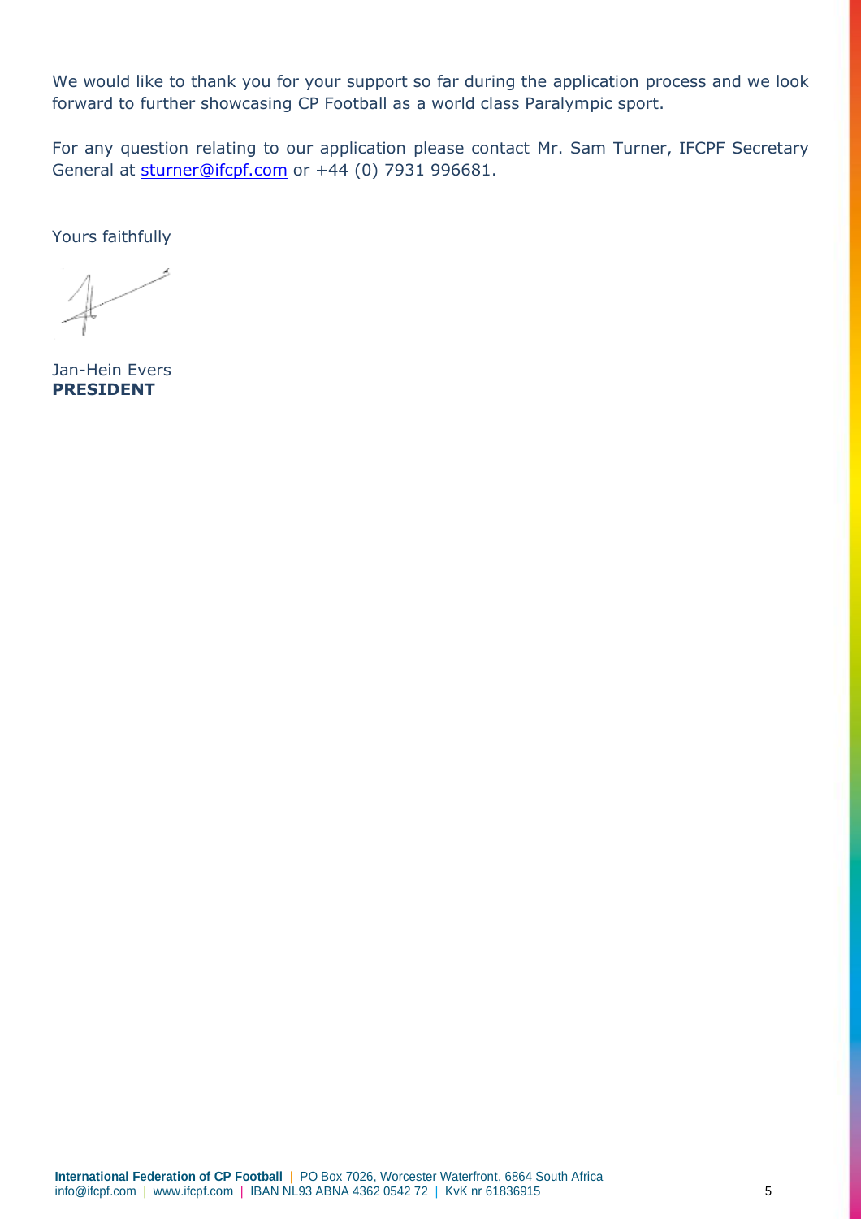We would like to thank you for your support so far during the application process and we look forward to further showcasing CP Football as a world class Paralympic sport.

For any question relating to our application please contact Mr. Sam Turner, IFCPF Secretary General at sturner@ifcpf.com or +44 (0) 7931 996681.

Yours faithfully

Jan-Hein Evers
**PRESIDENT**